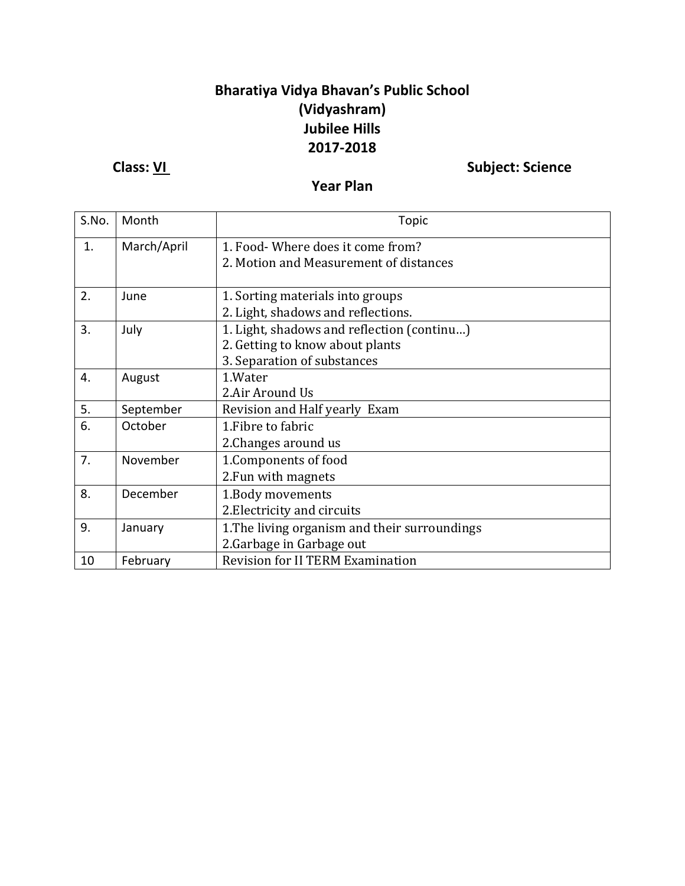# Bharatiya Vidya Bhavan's Public School
## (Vidyashram)
## Jubilee Hills
## 2017-2018

**Class: VI** **Subject: Science**

### Year Plan

| S.No. | Month | Topic |
|---|---|---|
| 1. | March/April | 1. Food- Where does it come from?<br>2. Motion and Measurement of distances |
| 2. | June | 1. Sorting materials into groups<br>2. Light, shadows and reflections. |
| 3. | July | 1. Light, shadows and reflection (continu…)<br>2. Getting to know about plants<br>3. Separation of substances |
| 4. | August | 1.Water<br>2.Air Around Us |
| 5. | September | Revision and Half yearly Exam |
| 6. | October | 1.Fibre to fabric<br>2.Changes around us |
| 7. | November | 1.Components of food<br>2.Fun with magnets |
| 8. | December | 1.Body movements<br>2.Electricity and circuits |
| 9. | January | 1.The living organism and their surroundings<br>2.Garbage in Garbage out |
| 10 | February | Revision for II TERM Examination |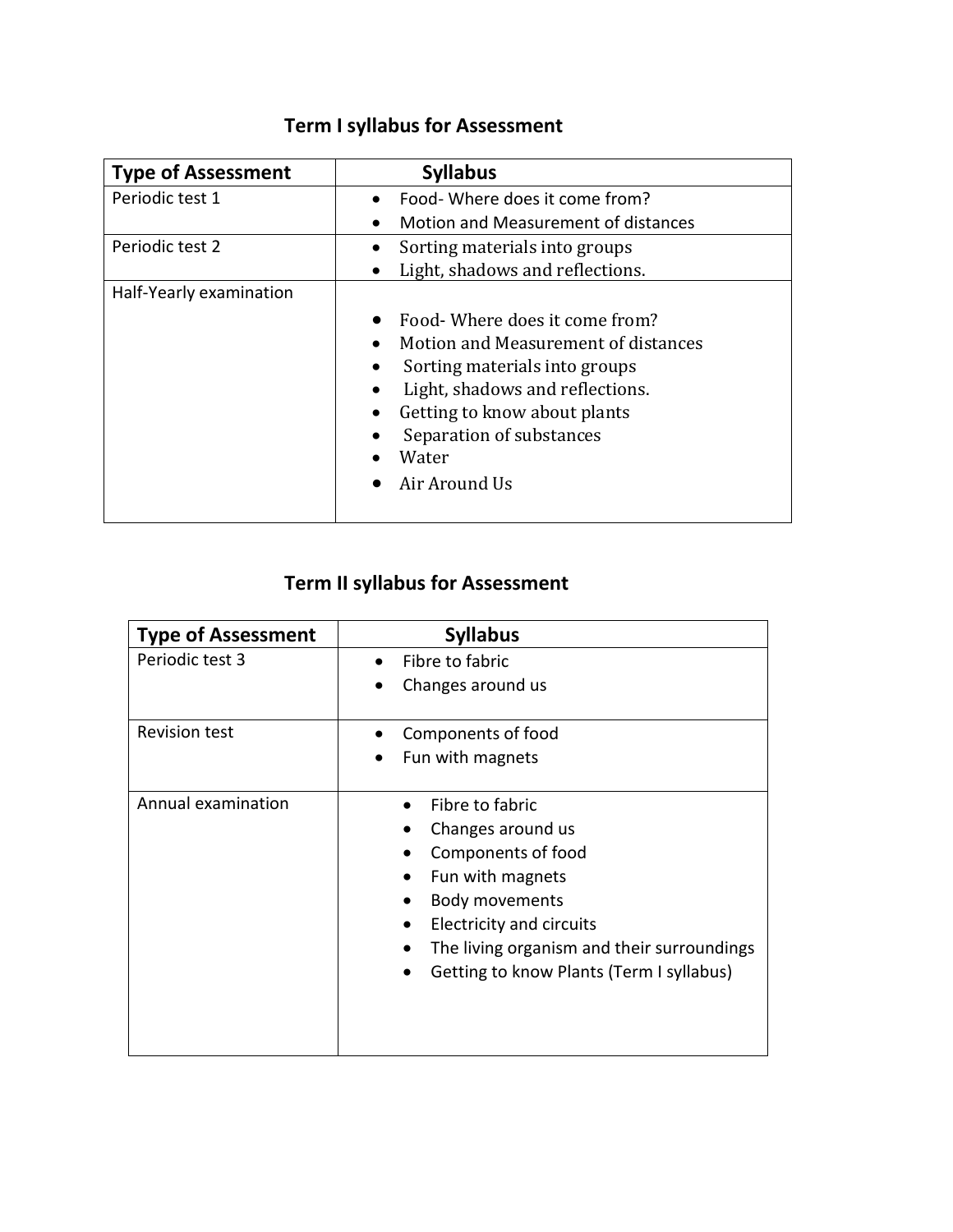## Term I syllabus for Assessment

| Type of Assessment | Syllabus |
|---|---|
| Periodic test 1 | • Food- Where does it come from?<br>• Motion and Measurement of distances |
| Periodic test 2 | • Sorting materials into groups<br>• Light, shadows and reflections. |
| Half-Yearly examination | • Food- Where does it come from?<br>• Motion and Measurement of distances<br>• Sorting materials into groups<br>• Light, shadows and reflections.<br>• Getting to know about plants<br>• Separation of substances<br>• Water<br>• Air Around Us |

## Term II syllabus for Assessment

| Type of Assessment | Syllabus |
|---|---|
| Periodic test 3 | • Fibre to fabric<br>• Changes around us |
| Revision test | • Components of food<br>• Fun with magnets |
| Annual examination | • Fibre to fabric<br>• Changes around us<br>• Components of food<br>• Fun with magnets<br>• Body movements<br>• Electricity and circuits<br>• The living organism and their surroundings<br>• Getting to know Plants (Term I syllabus) |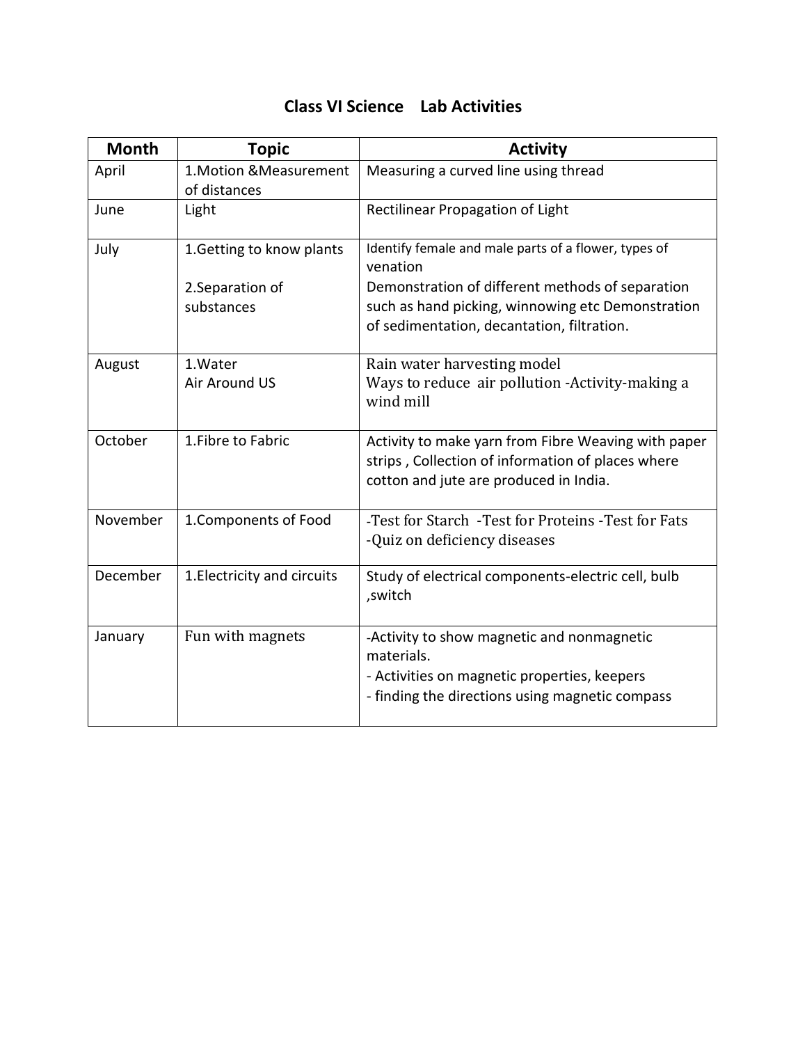# Class VI Science Lab Activities

| Month | Topic | Activity |
|---|---|---|
| April | 1.Motion &Measurement of distances | Measuring a curved line using thread |
| June | Light | Rectilinear Propagation of Light |
| July | 1.Getting to know plants<br><br>2.Separation of substances | Identify female and male parts of a flower, types of venation<br>Demonstration of different methods of separation such as hand picking, winnowing etc Demonstration of sedimentation, decantation, filtration. |
| August | 1.Water<br>Air Around US | Rain water harvesting model<br>Ways to reduce air pollution -Activity-making a wind mill |
| October | 1.Fibre to Fabric | Activity to make yarn from Fibre Weaving with paper strips , Collection of information of places where cotton and jute are produced in India. |
| November | 1.Components of Food | -Test for Starch -Test for Proteins -Test for Fats<br>-Quiz on deficiency diseases |
| December | 1.Electricity and circuits | Study of electrical components-electric cell, bulb ,switch |
| January | Fun with magnets | -Activity to show magnetic and nonmagnetic materials.<br>- Activities on magnetic properties, keepers<br>- finding the directions using magnetic compass |